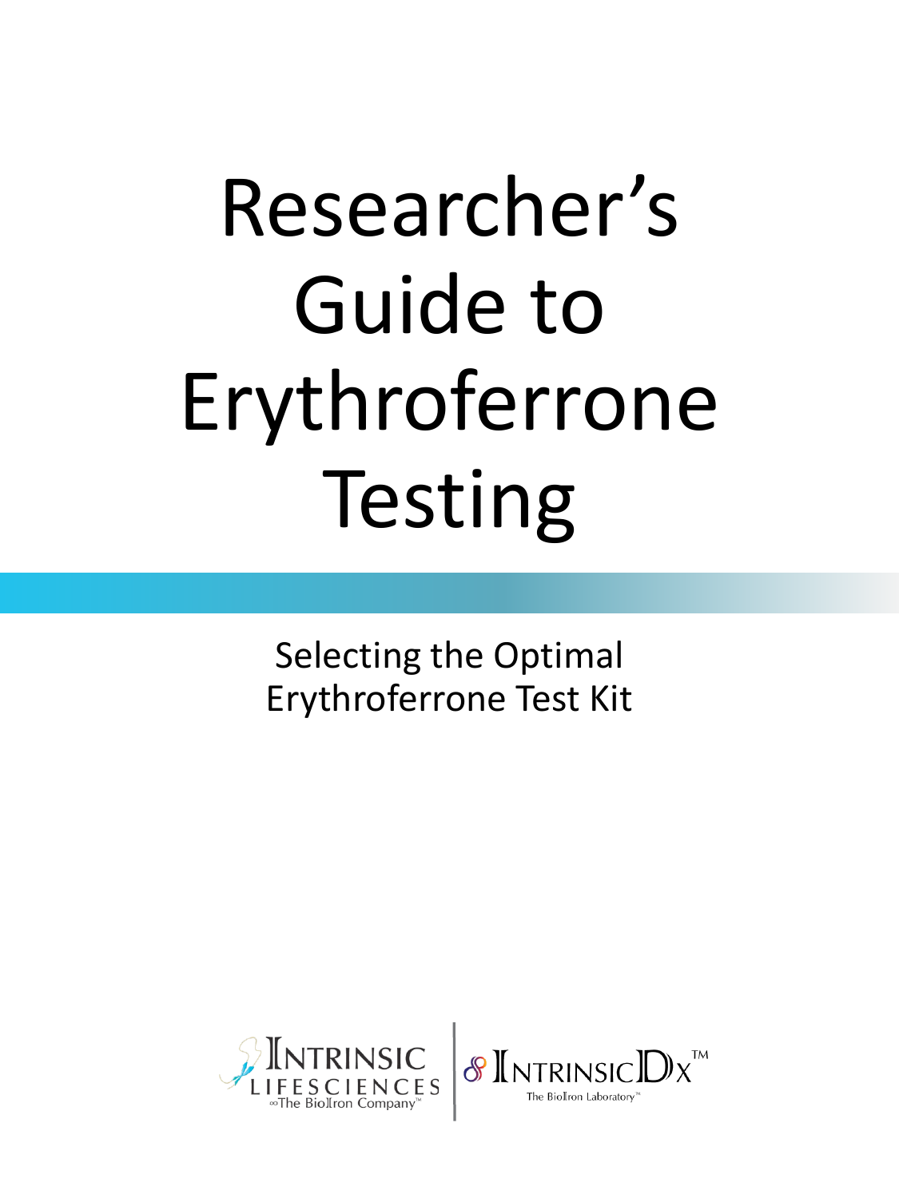# Researcher's Guide to Erythroferrone Testing

## Selecting the Optimal Erythroferrone Test Kit

Intrinsic LifeSciences — The BioIron Company™

IntrinsicDx™ — The BioIron Laboratory™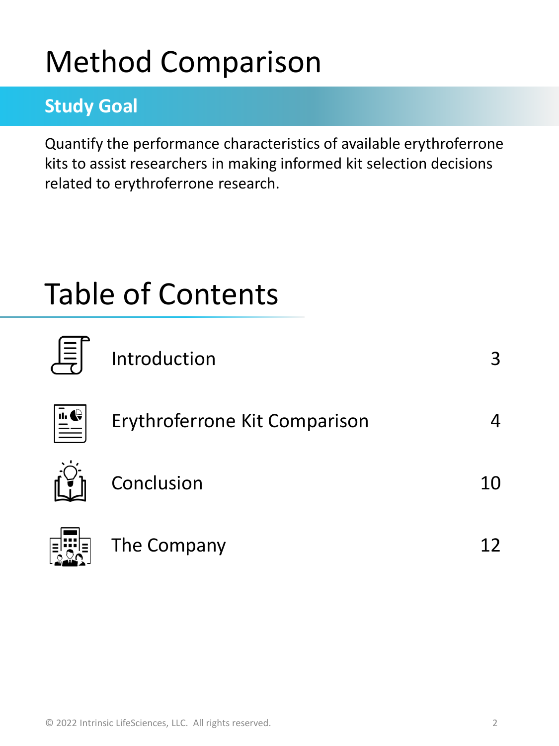# Method Comparison

## Study Goal

Quantify the performance characteristics of available erythroferrone kits to assist researchers in making informed kit selection decisions related to erythroferrone research.

# Table of Contents

| Section | Page |
| --- | --- |
| Introduction | 3 |
| Erythroferrone Kit Comparison | 4 |
| Conclusion | 10 |
| The Company | 12 |

© 2022 Intrinsic LifeSciences, LLC. All rights reserved.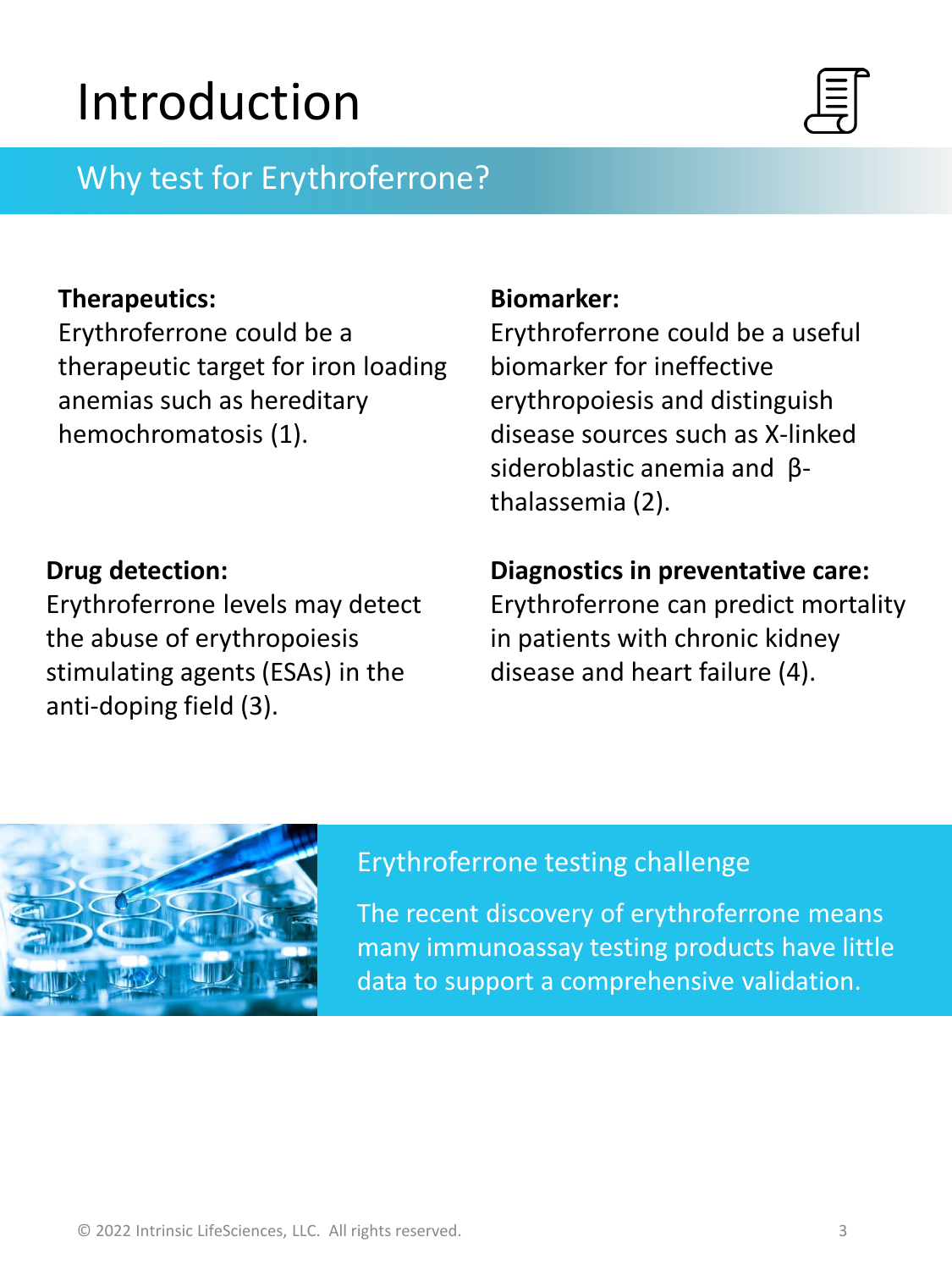# Introduction

## Why test for Erythroferrone?

**Therapeutics:**
Erythroferrone could be a therapeutic target for iron loading anemias such as hereditary hemochromatosis (1).

**Biomarker:**
Erythroferrone could be a useful biomarker for ineffective erythropoiesis and distinguish disease sources such as X-linked sideroblastic anemia and β-thalassemia (2).

**Drug detection:**
Erythroferrone levels may detect the abuse of erythropoiesis stimulating agents (ESAs) in the anti-doping field (3).

**Diagnostics in preventative care:**
Erythroferrone can predict mortality in patients with chronic kidney disease and heart failure (4).

### Erythroferrone testing challenge

The recent discovery of erythroferrone means many immunoassay testing products have little data to support a comprehensive validation.

© 2022 Intrinsic LifeSciences, LLC. All rights reserved.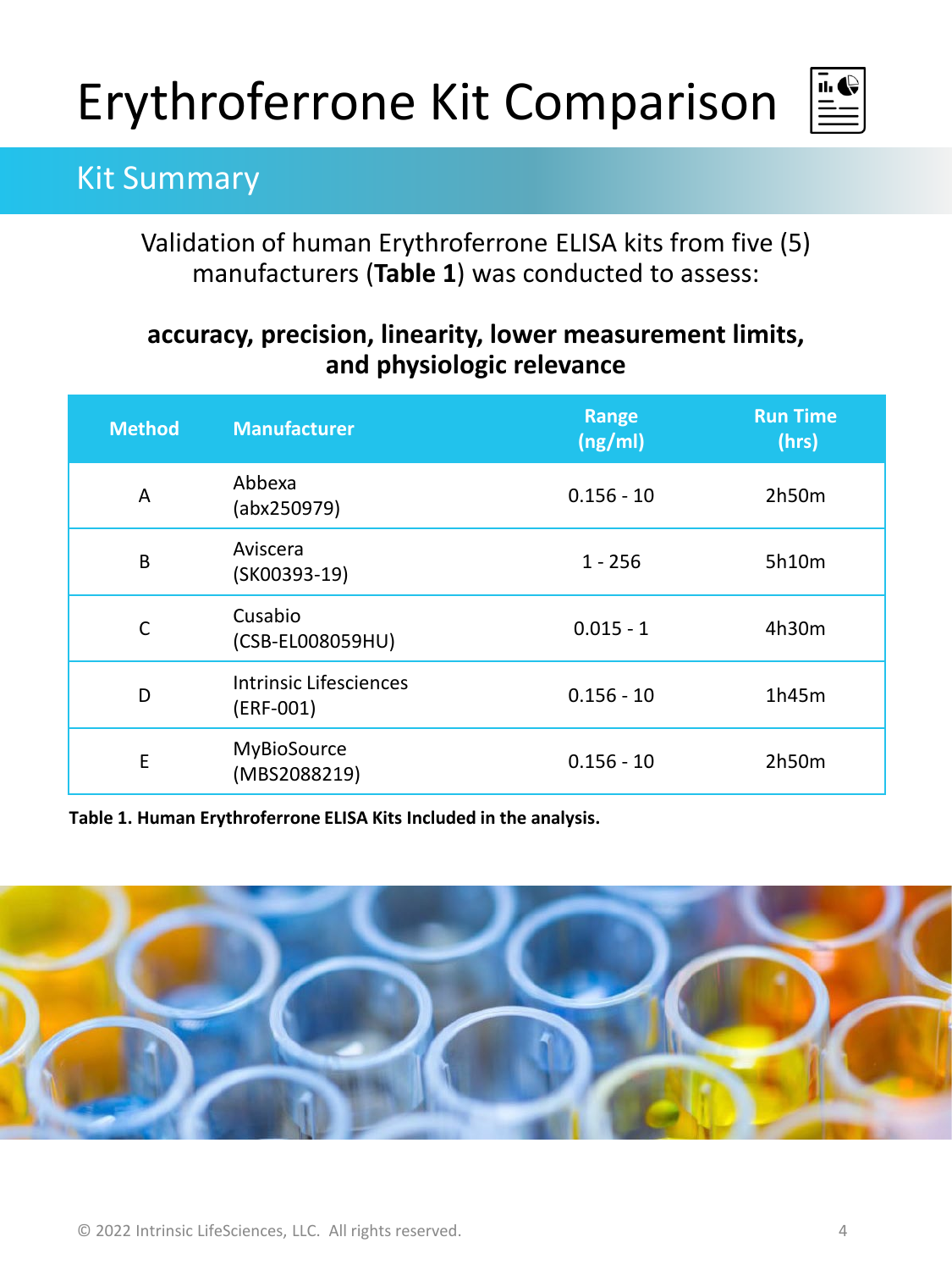# Erythroferrone Kit Comparison

## Kit Summary

Validation of human Erythroferrone ELISA kits from five (5) manufacturers (**Table 1**) was conducted to assess:

**accuracy, precision, linearity, lower measurement limits, and physiologic relevance**

| Method | Manufacturer | Range (ng/ml) | Run Time (hrs) |
|---|---|---|---|
| A | Abbexa (abx250979) | 0.156 - 10 | 2h50m |
| B | Aviscera (SK00393-19) | 1 - 256 | 5h10m |
| C | Cusabio (CSB-EL008059HU) | 0.015 - 1 | 4h30m |
| D | Intrinsic Lifesciences (ERF-001) | 0.156 - 10 | 1h45m |
| E | MyBioSource (MBS2088219) | 0.156 - 10 | 2h50m |

**Table 1. Human Erythroferrone ELISA Kits Included in the analysis.**

© 2022 Intrinsic LifeSciences, LLC. All rights reserved.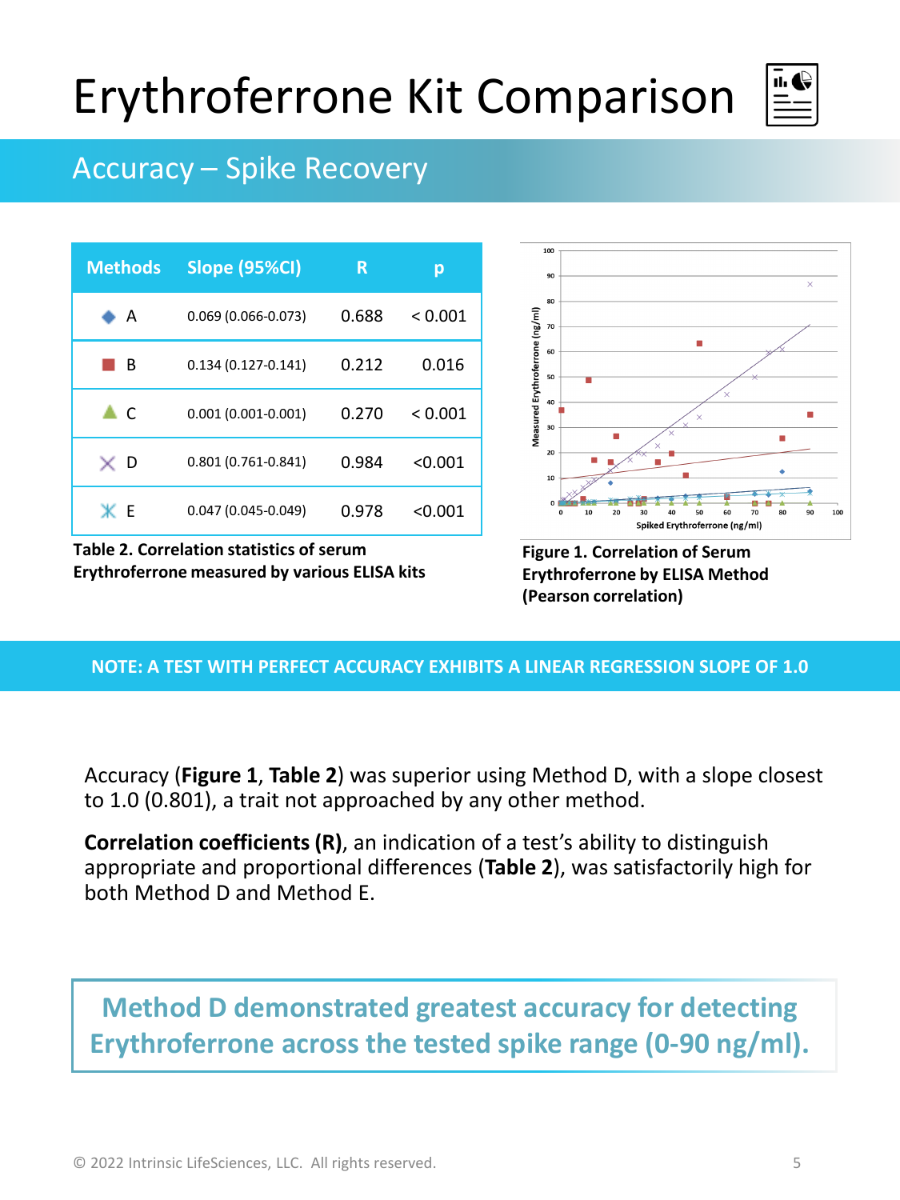# Erythroferrone Kit Comparison

## Accuracy – Spike Recovery

| Methods | Slope (95%CI) | R | p |
|---|---|---|---|
| ◆ A | 0.069 (0.066-0.073) | 0.688 | < 0.001 |
| ■ B | 0.134 (0.127-0.141) | 0.212 | 0.016 |
| ▲ C | 0.001 (0.001-0.001) | 0.270 | < 0.001 |
| × D | 0.801 (0.761-0.841) | 0.984 | <0.001 |
| ✱ E | 0.047 (0.045-0.049) | 0.978 | <0.001 |

**Table 2. Correlation statistics of serum Erythroferrone measured by various ELISA kits**

**Figure 1. Correlation of Serum Erythroferrone by ELISA Method (Pearson correlation)**

**NOTE: A TEST WITH PERFECT ACCURACY EXHIBITS A LINEAR REGRESSION SLOPE OF 1.0**

Accuracy (**Figure 1**, **Table 2**) was superior using Method D, with a slope closest to 1.0 (0.801), a trait not approached by any other method.

**Correlation coefficients (R)**, an indication of a test's ability to distinguish appropriate and proportional differences (**Table 2**), was satisfactorily high for both Method D and Method E.

**Method D demonstrated greatest accuracy for detecting Erythroferrone across the tested spike range (0-90 ng/ml).**

© 2022 Intrinsic LifeSciences, LLC. All rights reserved.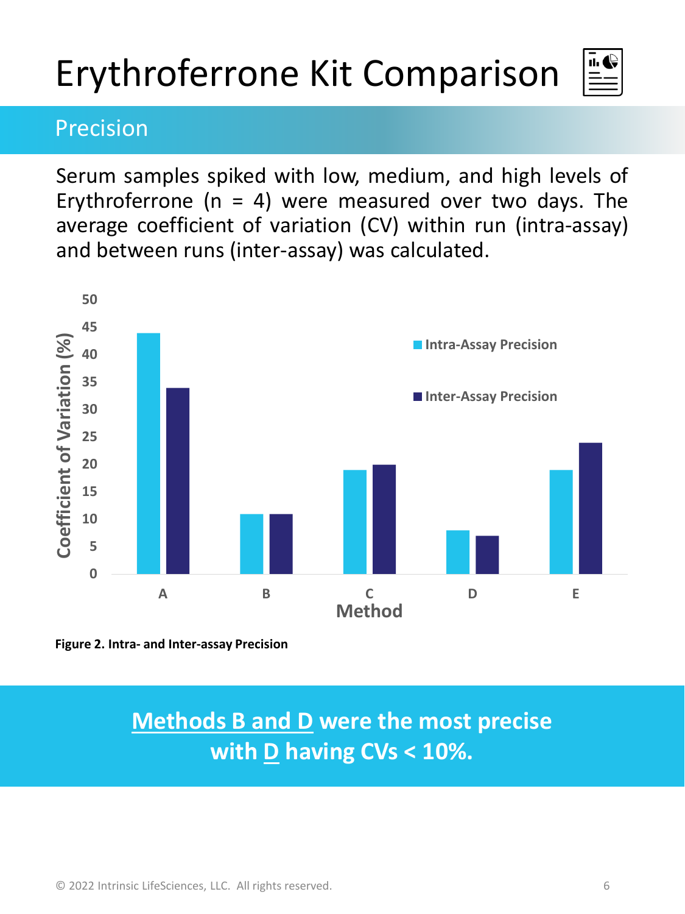# Erythroferrone Kit Comparison

## Precision

Serum samples spiked with low, medium, and high levels of Erythroferrone (n = 4) were measured over two days. The average coefficient of variation (CV) within run (intra-assay) and between runs (inter-assay) was calculated.

**Figure 2. Intra- and Inter-assay Precision**

**Methods B and D were the most precise with D having CVs < 10%.**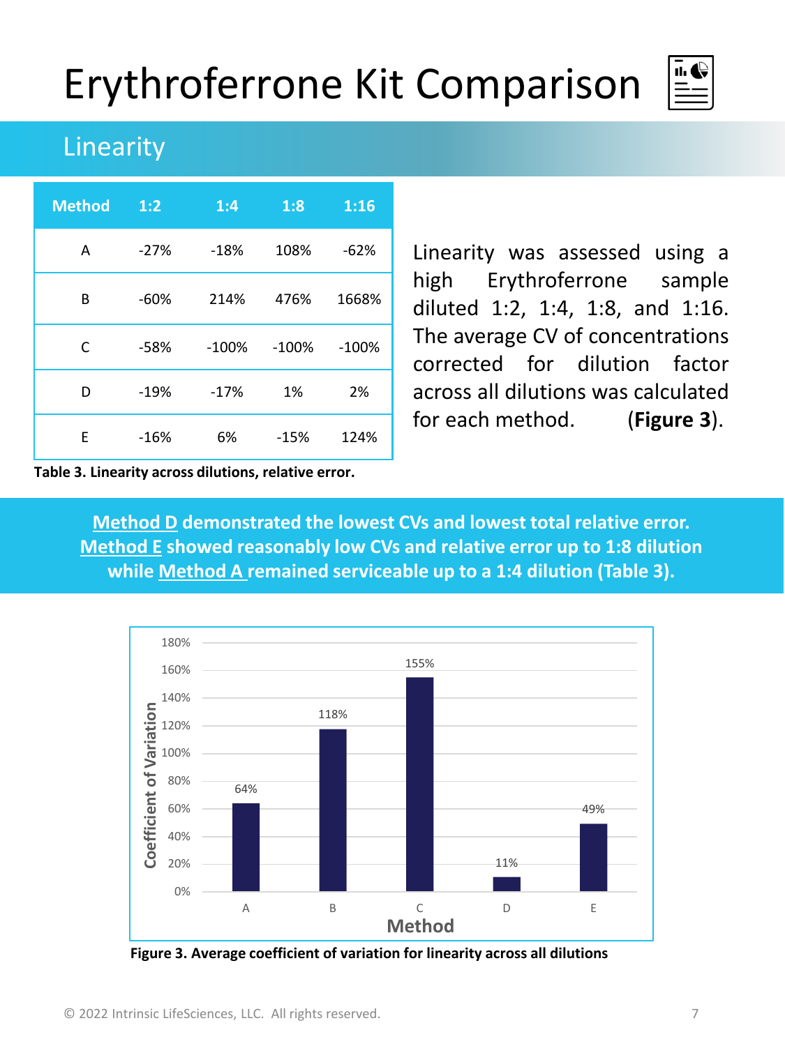# Erythroferrone Kit Comparison

## Linearity

| Method | 1:2 | 1:4 | 1:8 | 1:16 |
|---|---|---|---|---|
| A | -27% | -18% | 108% | -62% |
| B | -60% | 214% | 476% | 1668% |
| C | -58% | -100% | -100% | -100% |
| D | -19% | -17% | 1% | 2% |
| E | -16% | 6% | -15% | 124% |

**Table 3. Linearity across dilutions, relative error.**

Linearity was assessed using a high Erythroferrone sample diluted 1:2, 1:4, 1:8, and 1:16. The average CV of concentrations corrected for dilution factor across all dilutions was calculated for each method. (**Figure 3**).

**Method D demonstrated the lowest CVs and lowest total relative error. Method E showed reasonably low CVs and relative error up to 1:8 dilution while Method A remained serviceable up to a 1:4 dilution (Table 3).**

| Method | Coefficient of Variation |
|---|---|
| A | 64% |
| B | 118% |
| C | 155% |
| D | 11% |
| E | 49% |

**Figure 3. Average coefficient of variation for linearity across all dilutions**

© 2022 Intrinsic LifeSciences, LLC. All rights reserved.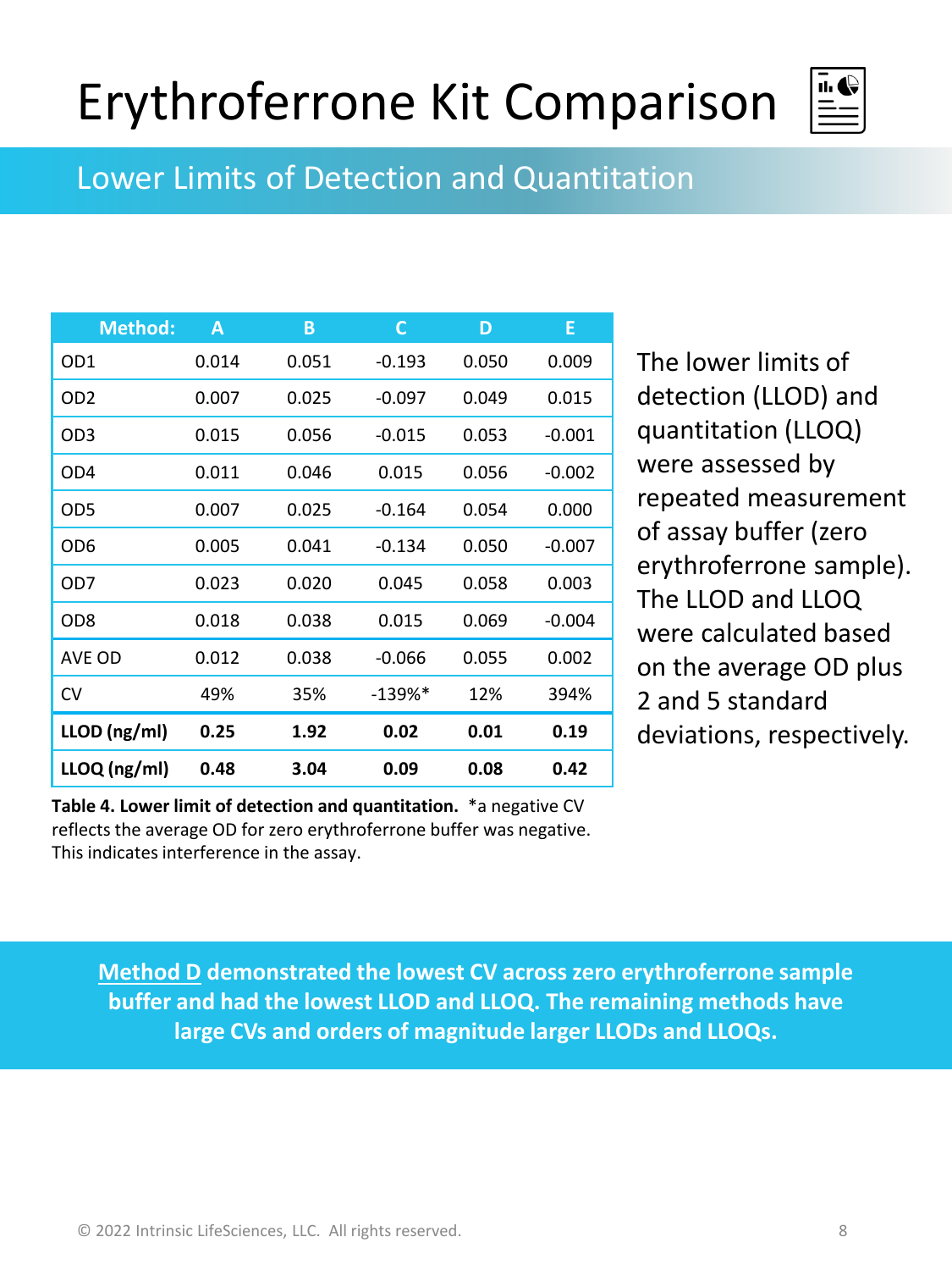# Erythroferrone Kit Comparison

## Lower Limits of Detection and Quantitation

| Method: | A | B | C | D | E |
|---|---|---|---|---|---|
| OD1 | 0.014 | 0.051 | -0.193 | 0.050 | 0.009 |
| OD2 | 0.007 | 0.025 | -0.097 | 0.049 | 0.015 |
| OD3 | 0.015 | 0.056 | -0.015 | 0.053 | -0.001 |
| OD4 | 0.011 | 0.046 | 0.015 | 0.056 | -0.002 |
| OD5 | 0.007 | 0.025 | -0.164 | 0.054 | 0.000 |
| OD6 | 0.005 | 0.041 | -0.134 | 0.050 | -0.007 |
| OD7 | 0.023 | 0.020 | 0.045 | 0.058 | 0.003 |
| OD8 | 0.018 | 0.038 | 0.015 | 0.069 | -0.004 |
| AVE OD | 0.012 | 0.038 | -0.066 | 0.055 | 0.002 |
| CV | 49% | 35% | -139%* | 12% | 394% |
| **LLOD (ng/ml)** | **0.25** | **1.92** | **0.02** | **0.01** | **0.19** |
| **LLOQ (ng/ml)** | **0.48** | **3.04** | **0.09** | **0.08** | **0.42** |

**Table 4. Lower limit of detection and quantitation.** *a negative CV reflects the average OD for zero erythroferrone buffer was negative. This indicates interference in the assay.

The lower limits of detection (LLOD) and quantitation (LLOQ) were assessed by repeated measurement of assay buffer (zero erythroferrone sample). The LLOD and LLOQ were calculated based on the average OD plus 2 and 5 standard deviations, respectively.

**Method D demonstrated the lowest CV across zero erythroferrone sample buffer and had the lowest LLOD and LLOQ. The remaining methods have large CVs and orders of magnitude larger LLODs and LLOQs.**

© 2022 Intrinsic LifeSciences, LLC. All rights reserved.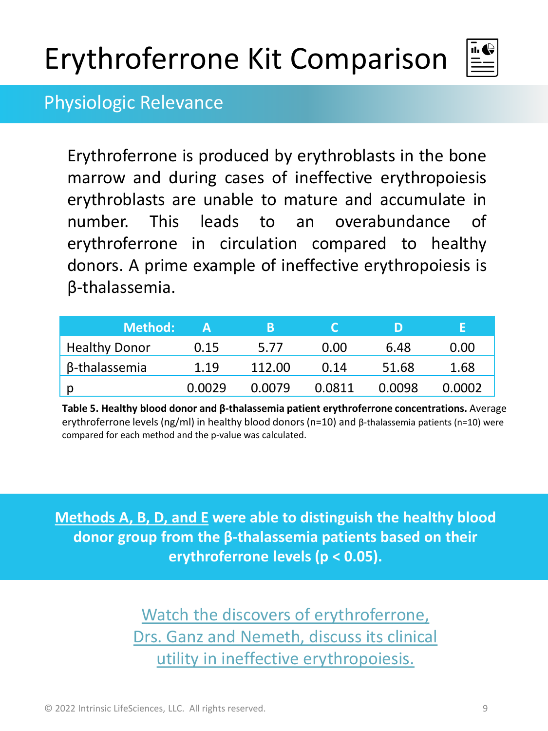# Erythroferrone Kit Comparison

## Physiologic Relevance

Erythroferrone is produced by erythroblasts in the bone marrow and during cases of ineffective erythropoiesis erythroblasts are unable to mature and accumulate in number. This leads to an overabundance of erythroferrone in circulation compared to healthy donors. A prime example of ineffective erythropoiesis is β-thalassemia.

| Method: | A | B | C | D | E |
|---|---|---|---|---|---|
| Healthy Donor | 0.15 | 5.77 | 0.00 | 6.48 | 0.00 |
| β-thalassemia | 1.19 | 112.00 | 0.14 | 51.68 | 1.68 |
| p | 0.0029 | 0.0079 | 0.0811 | 0.0098 | 0.0002 |

**Table 5. Healthy blood donor and β-thalassemia patient erythroferrone concentrations.** Average erythroferrone levels (ng/ml) in healthy blood donors (n=10) and β-thalassemia patients (n=10) were compared for each method and the p-value was calculated.

**Methods A, B, D, and E were able to distinguish the healthy blood donor group from the β-thalassemia patients based on their erythroferrone levels ($p < 0.05$).**

Watch the discovers of erythroferrone, Drs. Ganz and Nemeth, discuss its clinical utility in ineffective erythropoiesis.

© 2022 Intrinsic LifeSciences, LLC. All rights reserved.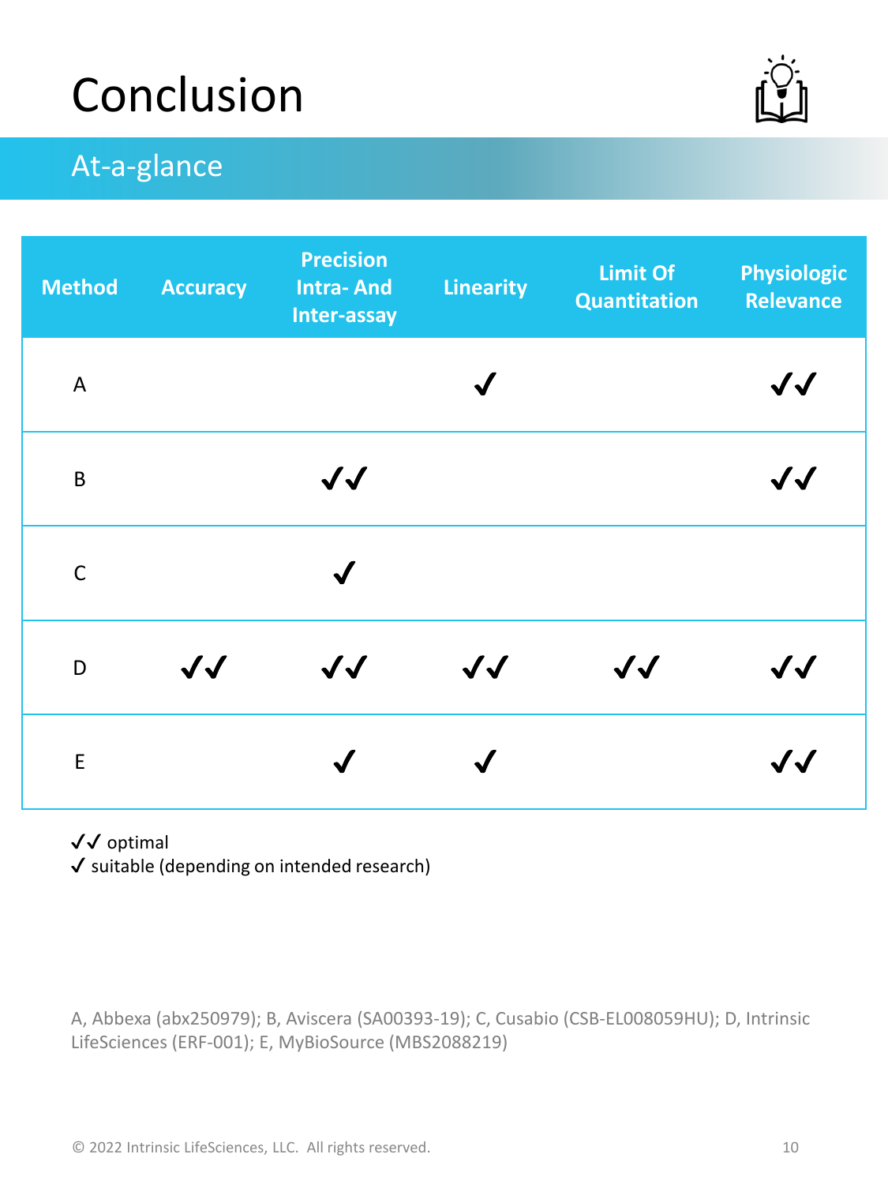# Conclusion

## At-a-glance

| Method | Accuracy | Precision Intra- And Inter-assay | Linearity | Limit Of Quantitation | Physiologic Relevance |
|---|---|---|---|---|---|
| A | | | ✓ | | ✓✓ |
| B | | ✓✓ | | | ✓✓ |
| C | | ✓ | | | |
| D | ✓✓ | ✓✓ | ✓✓ | ✓✓ | ✓✓ |
| E | | ✓ | ✓ | | ✓✓ |

✓✓ optimal
✓ suitable (depending on intended research)

A, Abbexa (abx250979); B, Aviscera (SA00393-19); C, Cusabio (CSB-EL008059HU); D, Intrinsic LifeSciences (ERF-001); E, MyBioSource (MBS2088219)

© 2022 Intrinsic LifeSciences, LLC. All rights reserved.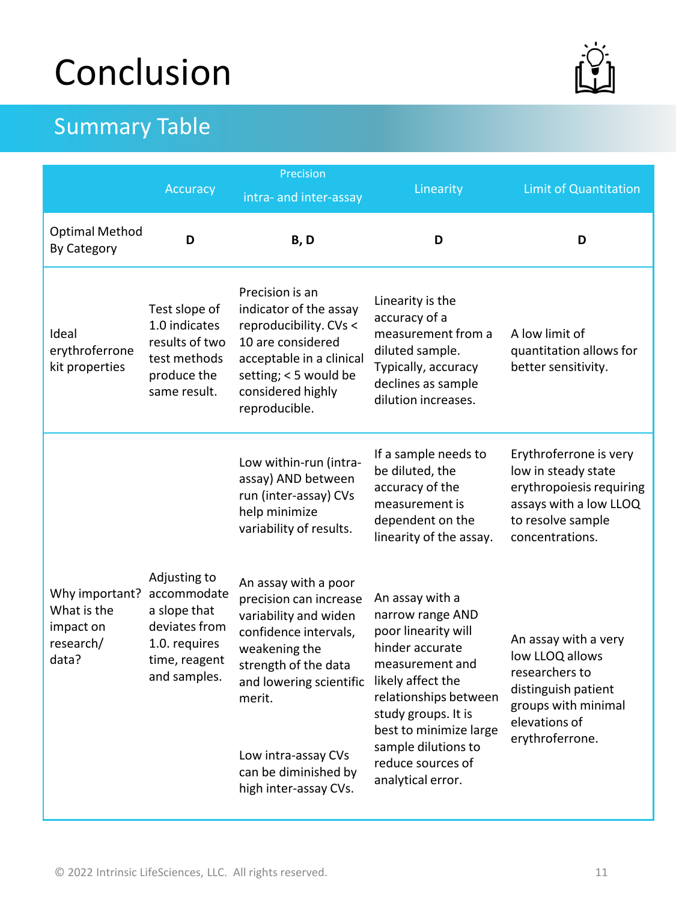# Conclusion

## Summary Table

| | Accuracy | Precision intra- and inter-assay | Linearity | Limit of Quantitation |
|---|---|---|---|---|
| Optimal Method By Category | **D** | **B, D** | **D** | **D** |
| Ideal erythroferrone kit properties | Test slope of 1.0 indicates results of two test methods produce the same result. | Precision is an indicator of the assay reproducibility. CVs < 10 are considered acceptable in a clinical setting; < 5 would be considered highly reproducible. | Linearity is the accuracy of a measurement from a diluted sample. Typically, accuracy declines as sample dilution increases. | A low limit of quantitation allows for better sensitivity. |
| Why important? What is the impact on research/ data? | Adjusting to accommodate a slope that deviates from 1.0. requires time, reagent and samples. | Low within-run (intra-assay) AND between run (inter-assay) CVs help minimize variability of results.<br><br>An assay with a poor precision can increase variability and widen confidence intervals, weakening the strength of the data and lowering scientific merit.<br><br>Low intra-assay CVs can be diminished by high inter-assay CVs. | If a sample needs to be diluted, the accuracy of the measurement is dependent on the linearity of the assay.<br><br>An assay with a narrow range AND poor linearity will hinder accurate measurement and likely affect the relationships between study groups. It is best to minimize large sample dilutions to reduce sources of analytical error. | Erythroferrone is very low in steady state erythropoiesis requiring assays with a low LLOQ to resolve sample concentrations.<br><br>An assay with a very low LLOQ allows researchers to distinguish patient groups with minimal elevations of erythroferrone. |

© 2022 Intrinsic LifeSciences, LLC. All rights reserved.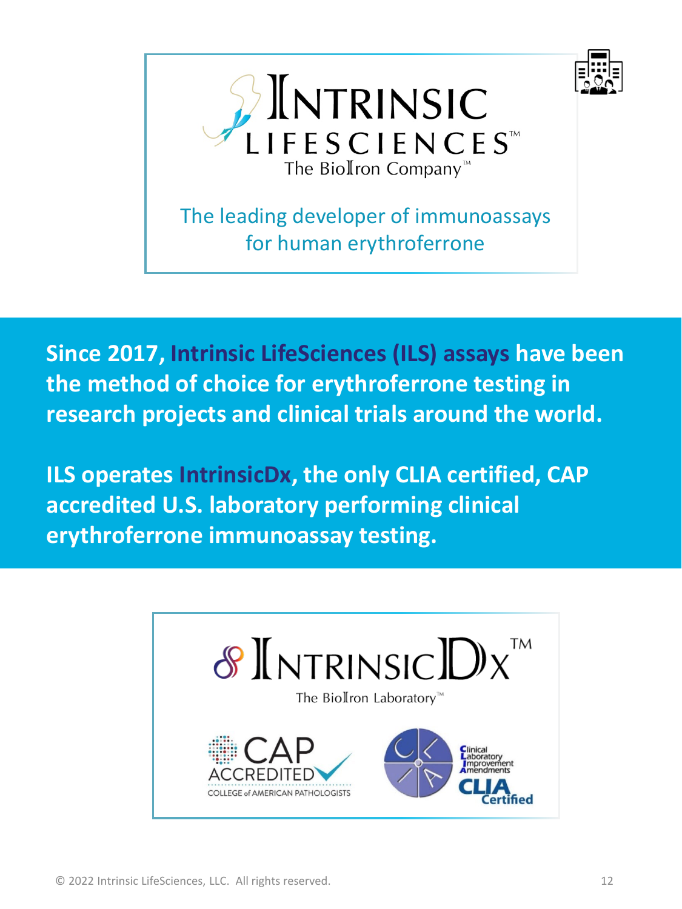INTRINSIC LIFESCIENCES™

The BioIron Company™

The leading developer of immunoassays for human erythroferrone

**Since 2017, Intrinsic LifeSciences (ILS) assays have been the method of choice for erythroferrone testing in research projects and clinical trials around the world.**

**ILS operates IntrinsicDx, the only CLIA certified, CAP accredited U.S. laboratory performing clinical erythroferrone immunoassay testing.**

INTRINSICDX™

The BioIron Laboratory™

CAP ACCREDITED

COLLEGE of AMERICAN PATHOLOGISTS

Clinical Laboratory Improvement Amendments

CLIA Certified

© 2022 Intrinsic LifeSciences, LLC. All rights reserved.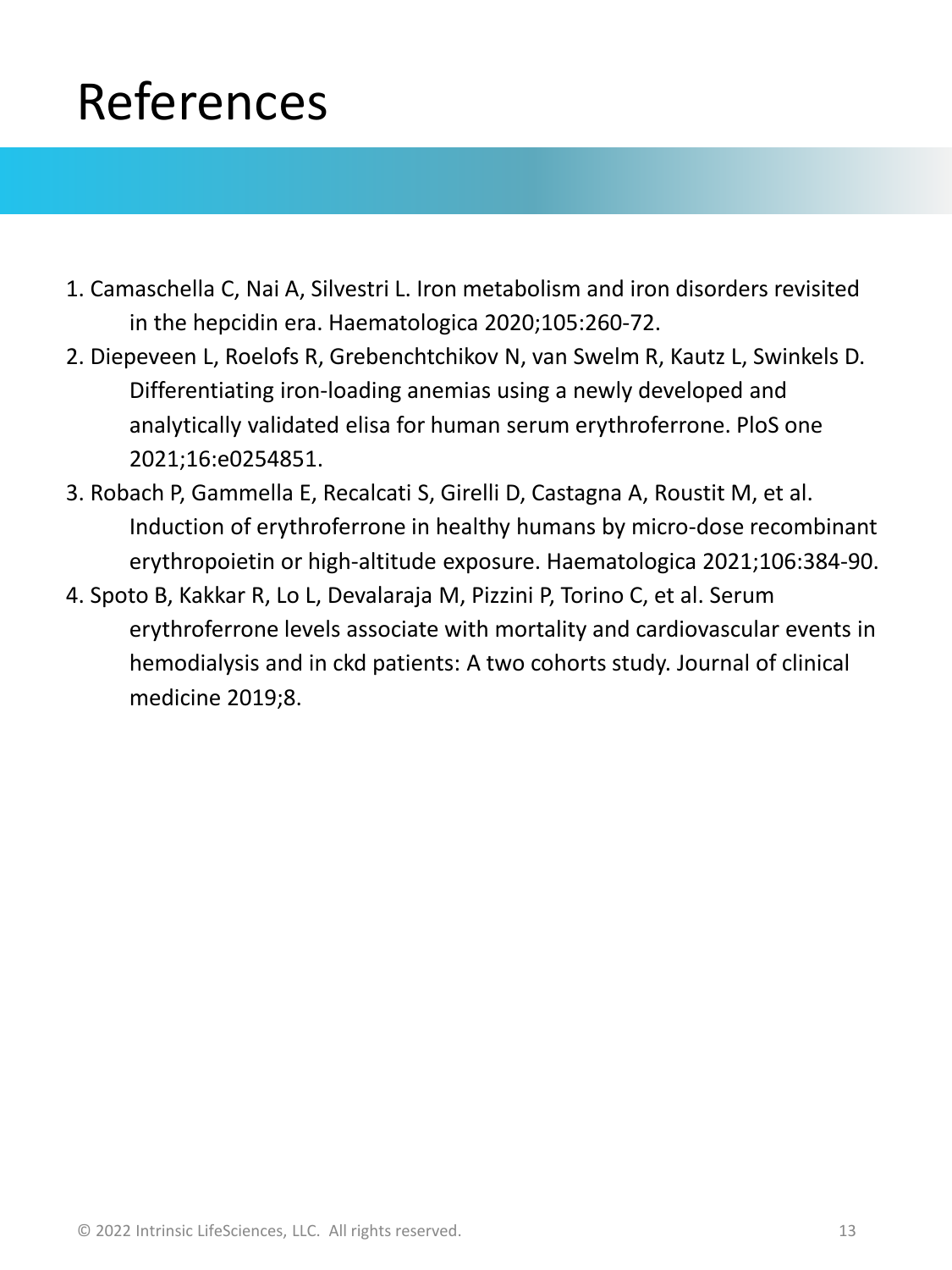# References

1. Camaschella C, Nai A, Silvestri L. Iron metabolism and iron disorders revisited in the hepcidin era. Haematologica 2020;105:260-72.
2. Diepeveen L, Roelofs R, Grebenchtchikov N, van Swelm R, Kautz L, Swinkels D. Differentiating iron-loading anemias using a newly developed and analytically validated elisa for human serum erythroferrone. PloS one 2021;16:e0254851.
3. Robach P, Gammella E, Recalcati S, Girelli D, Castagna A, Roustit M, et al. Induction of erythroferrone in healthy humans by micro-dose recombinant erythropoietin or high-altitude exposure. Haematologica 2021;106:384-90.
4. Spoto B, Kakkar R, Lo L, Devalaraja M, Pizzini P, Torino C, et al. Serum erythroferrone levels associate with mortality and cardiovascular events in hemodialysis and in ckd patients: A two cohorts study. Journal of clinical medicine 2019;8.

© 2022 Intrinsic LifeSciences, LLC. All rights reserved.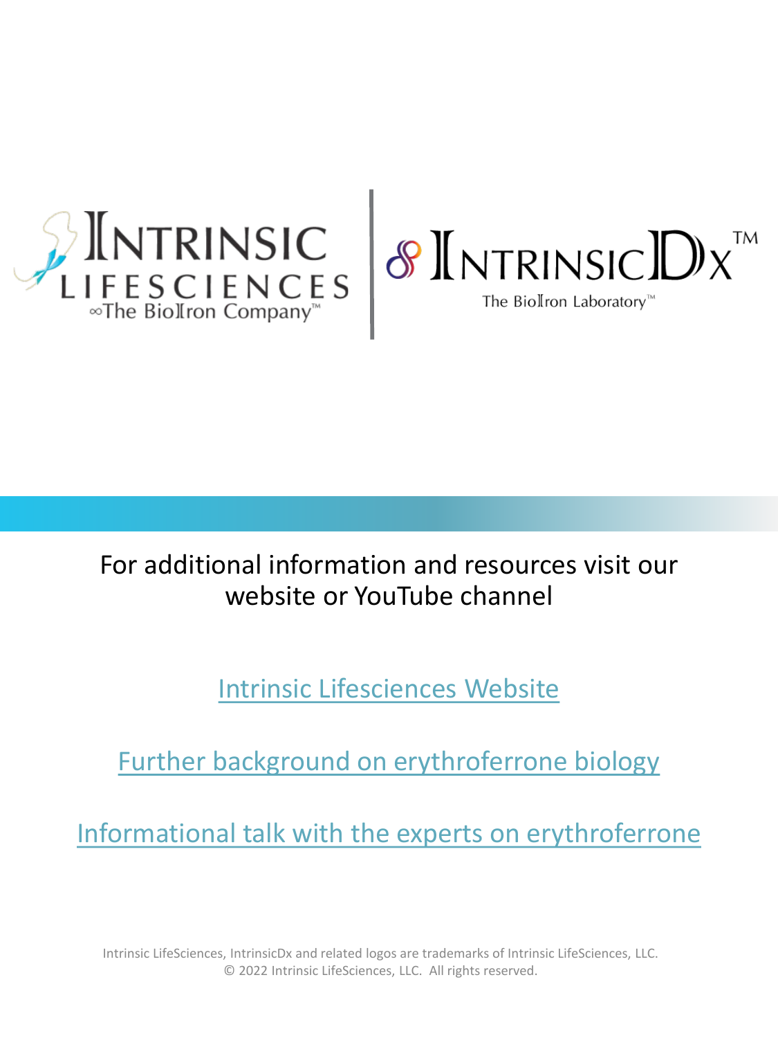Intrinsic LifeSciences
∞The BioIron Company™

IntrinsicDx™
The BioIron Laboratory™

For additional information and resources visit our website or YouTube channel

Intrinsic Lifesciences Website

Further background on erythroferrone biology

Informational talk with the experts on erythroferrone

Intrinsic LifeSciences, IntrinsicDx and related logos are trademarks of Intrinsic LifeSciences, LLC.
© 2022 Intrinsic LifeSciences, LLC. All rights reserved.